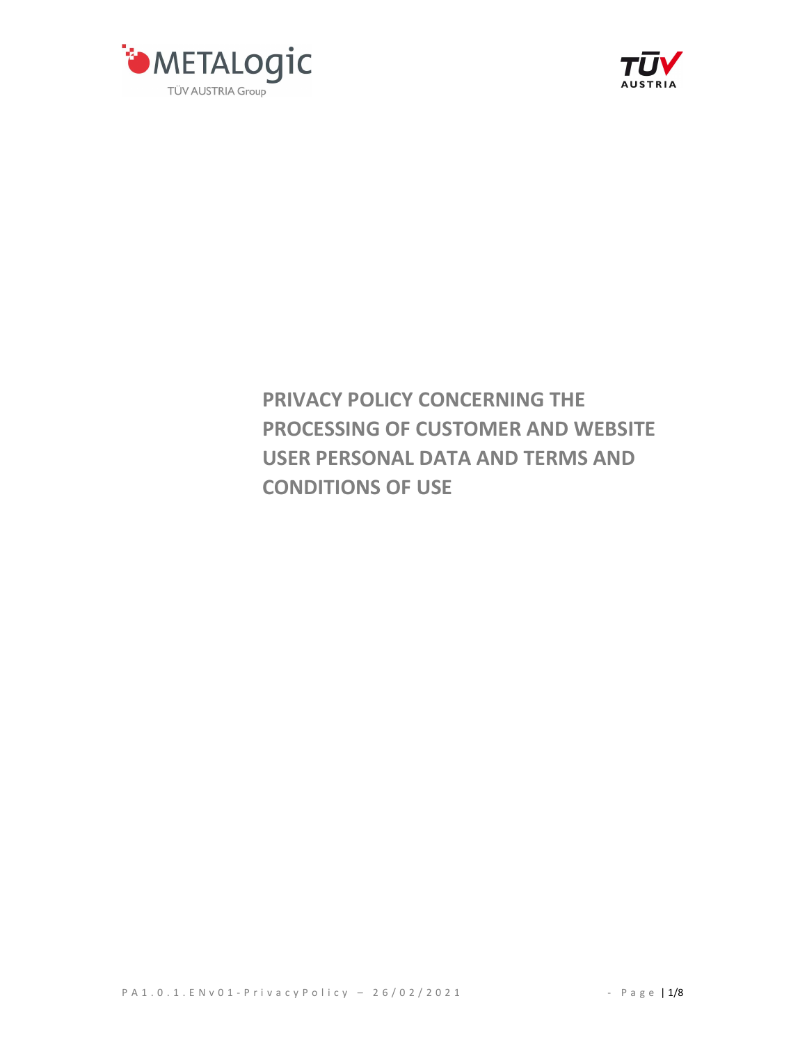# PRIVACY POLICY CONCERNING THE PROCESSING OF CUSTOMER AND WEBSITE USER PERSONAL DATA AND TERMS AND CONDITIONS OF USE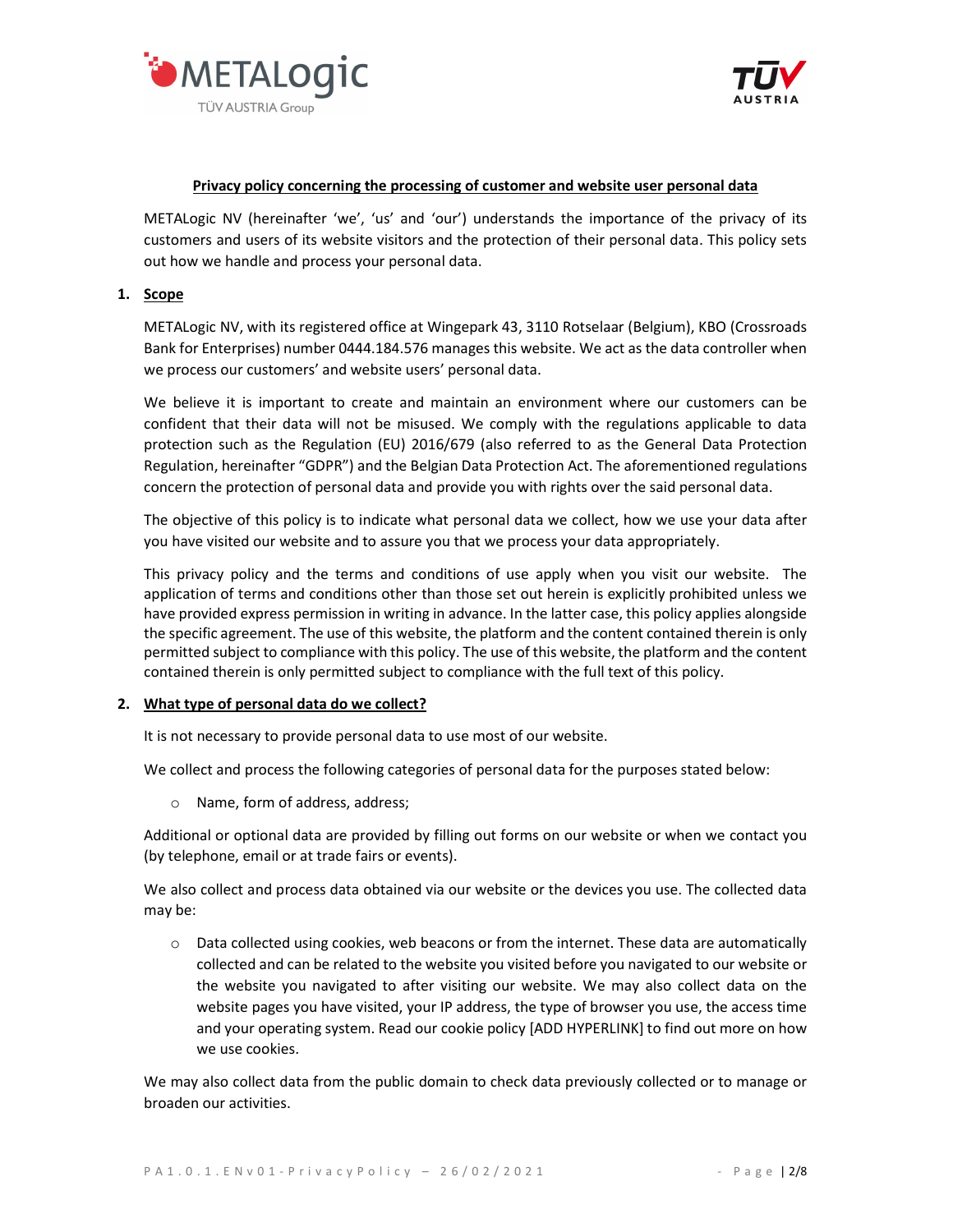**Privacy policy concerning the processing of customer and website user personal data**

METALogic NV (hereinafter 'we', 'us' and 'our') understands the importance of the privacy of its customers and users of its website visitors and the protection of their personal data. This policy sets out how we handle and process your personal data.

## 1. Scope

METALogic NV, with its registered office at Wingepark 43, 3110 Rotselaar (Belgium), KBO (Crossroads Bank for Enterprises) number 0444.184.576 manages this website. We act as the data controller when we process our customers' and website users' personal data.

We believe it is important to create and maintain an environment where our customers can be confident that their data will not be misused. We comply with the regulations applicable to data protection such as the Regulation (EU) 2016/679 (also referred to as the General Data Protection Regulation, hereinafter "GDPR") and the Belgian Data Protection Act. The aforementioned regulations concern the protection of personal data and provide you with rights over the said personal data.

The objective of this policy is to indicate what personal data we collect, how we use your data after you have visited our website and to assure you that we process your data appropriately.

This privacy policy and the terms and conditions of use apply when you visit our website. The application of terms and conditions other than those set out herein is explicitly prohibited unless we have provided express permission in writing in advance. In the latter case, this policy applies alongside the specific agreement. The use of this website, the platform and the content contained therein is only permitted subject to compliance with this policy. The use of this website, the platform and the content contained therein is only permitted subject to compliance with the full text of this policy.

## 2. What type of personal data do we collect?

It is not necessary to provide personal data to use most of our website.

We collect and process the following categories of personal data for the purposes stated below:

- Name, form of address, address;

Additional or optional data are provided by filling out forms on our website or when we contact you (by telephone, email or at trade fairs or events).

We also collect and process data obtained via our website or the devices you use. The collected data may be:

- Data collected using cookies, web beacons or from the internet. These data are automatically collected and can be related to the website you visited before you navigated to our website or the website you navigated to after visiting our website. We may also collect data on the website pages you have visited, your IP address, the type of browser you use, the access time and your operating system. Read our cookie policy [ADD HYPERLINK] to find out more on how we use cookies.

We may also collect data from the public domain to check data previously collected or to manage or broaden our activities.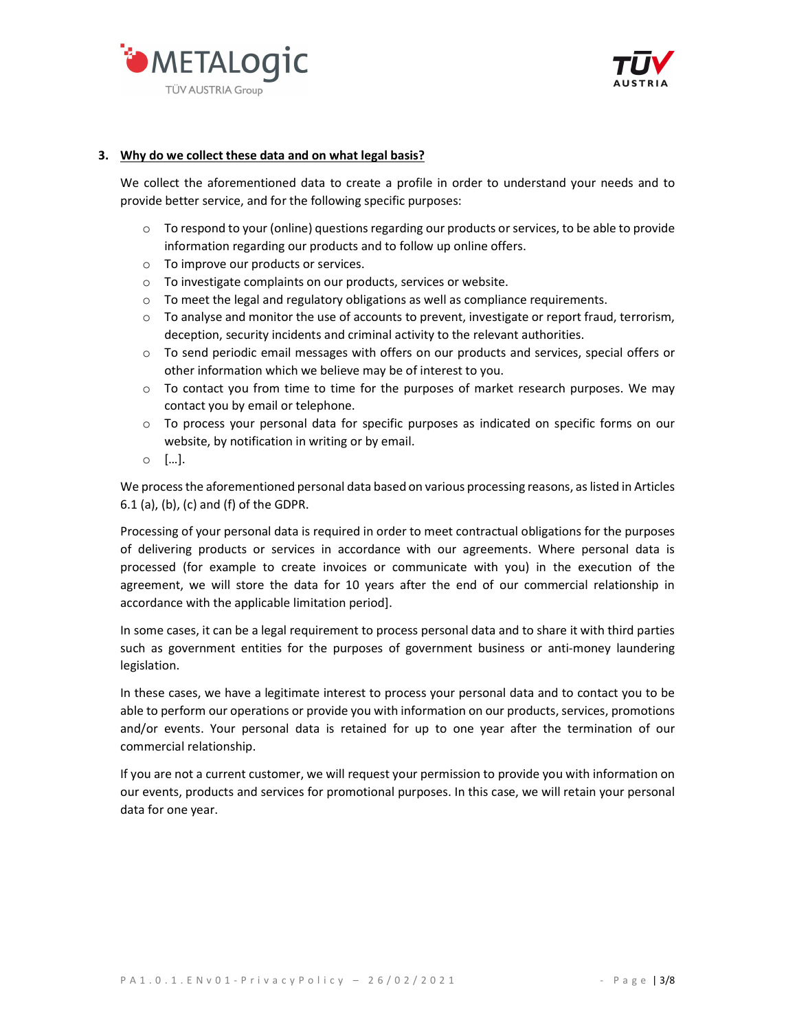## 3. Why do we collect these data and on what legal basis?

We collect the aforementioned data to create a profile in order to understand your needs and to provide better service, and for the following specific purposes:

- To respond to your (online) questions regarding our products or services, to be able to provide information regarding our products and to follow up online offers.
- To improve our products or services.
- To investigate complaints on our products, services or website.
- To meet the legal and regulatory obligations as well as compliance requirements.
- To analyse and monitor the use of accounts to prevent, investigate or report fraud, terrorism, deception, security incidents and criminal activity to the relevant authorities.
- To send periodic email messages with offers on our products and services, special offers or other information which we believe may be of interest to you.
- To contact you from time to time for the purposes of market research purposes. We may contact you by email or telephone.
- To process your personal data for specific purposes as indicated on specific forms on our website, by notification in writing or by email.
- […].

We process the aforementioned personal data based on various processing reasons, as listed in Articles 6.1 (a), (b), (c) and (f) of the GDPR.

Processing of your personal data is required in order to meet contractual obligations for the purposes of delivering products or services in accordance with our agreements. Where personal data is processed (for example to create invoices or communicate with you) in the execution of the agreement, we will store the data for 10 years after the end of our commercial relationship in accordance with the applicable limitation period].

In some cases, it can be a legal requirement to process personal data and to share it with third parties such as government entities for the purposes of government business or anti-money laundering legislation.

In these cases, we have a legitimate interest to process your personal data and to contact you to be able to perform our operations or provide you with information on our products, services, promotions and/or events. Your personal data is retained for up to one year after the termination of our commercial relationship.

If you are not a current customer, we will request your permission to provide you with information on our events, products and services for promotional purposes. In this case, we will retain your personal data for one year.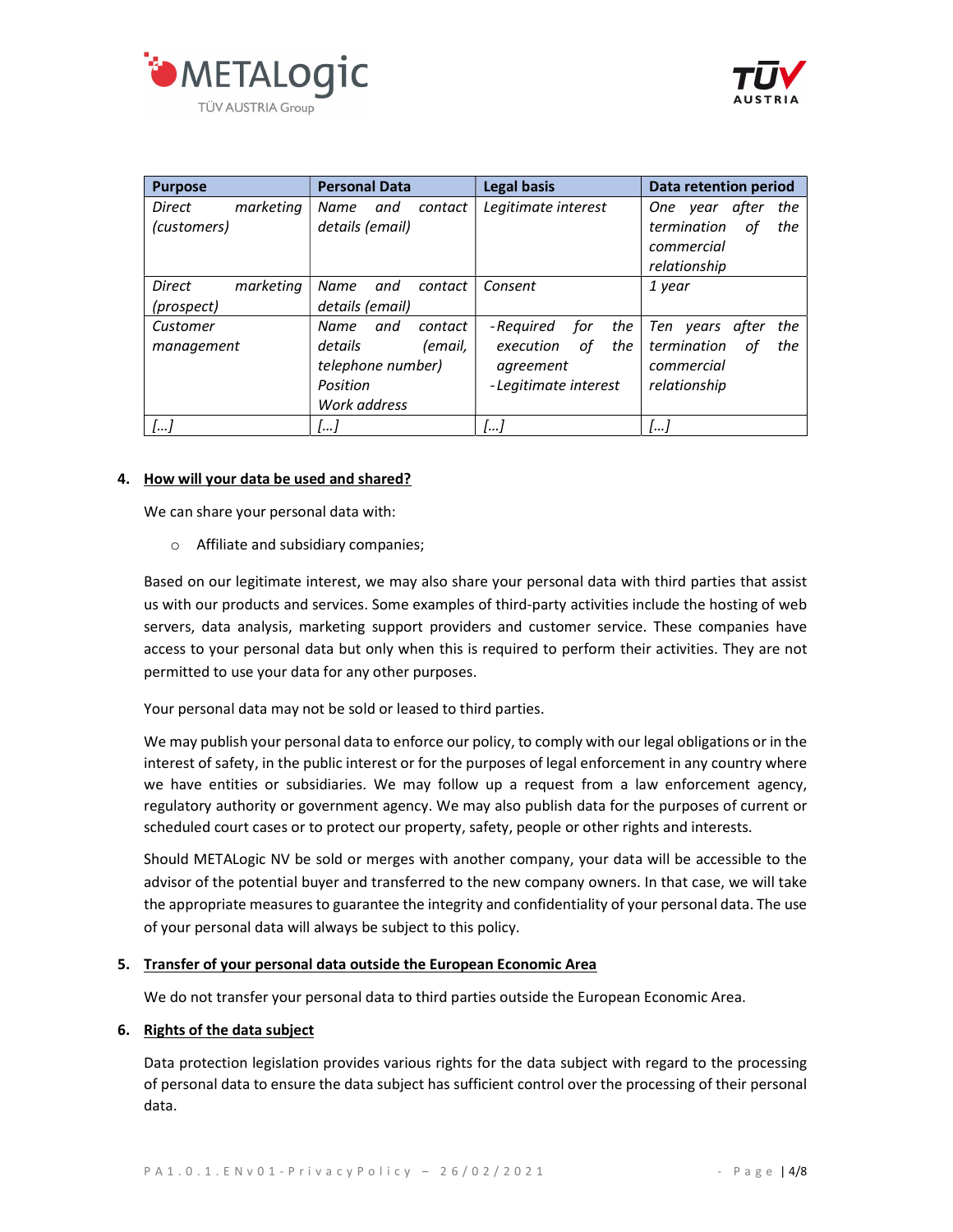| Purpose | Personal Data | Legal basis | Data retention period |
|---|---|---|---|
| *Direct marketing (customers)* | *Name and contact details (email)* | *Legitimate interest* | *One year after the termination of the commercial relationship* |
| *Direct marketing (prospect)* | *Name and contact details (email)* | *Consent* | *1 year* |
| *Customer management* | *Name and contact details (email, telephone number)*<br>*Position*<br>*Work address* | *-Required for the execution of the agreement*<br>*-Legitimate interest* | *Ten years after the termination of the commercial relationship* |
| *[…]* | *[…]* | *[…]* | *[…]* |

## 4. How will your data be used and shared?

We can share your personal data with:

- Affiliate and subsidiary companies;

Based on our legitimate interest, we may also share your personal data with third parties that assist us with our products and services. Some examples of third-party activities include the hosting of web servers, data analysis, marketing support providers and customer service. These companies have access to your personal data but only when this is required to perform their activities. They are not permitted to use your data for any other purposes.

Your personal data may not be sold or leased to third parties.

We may publish your personal data to enforce our policy, to comply with our legal obligations or in the interest of safety, in the public interest or for the purposes of legal enforcement in any country where we have entities or subsidiaries. We may follow up a request from a law enforcement agency, regulatory authority or government agency. We may also publish data for the purposes of current or scheduled court cases or to protect our property, safety, people or other rights and interests.

Should METALogic NV be sold or merges with another company, your data will be accessible to the advisor of the potential buyer and transferred to the new company owners. In that case, we will take the appropriate measures to guarantee the integrity and confidentiality of your personal data. The use of your personal data will always be subject to this policy.

## 5. Transfer of your personal data outside the European Economic Area

We do not transfer your personal data to third parties outside the European Economic Area.

## 6. Rights of the data subject

Data protection legislation provides various rights for the data subject with regard to the processing of personal data to ensure the data subject has sufficient control over the processing of their personal data.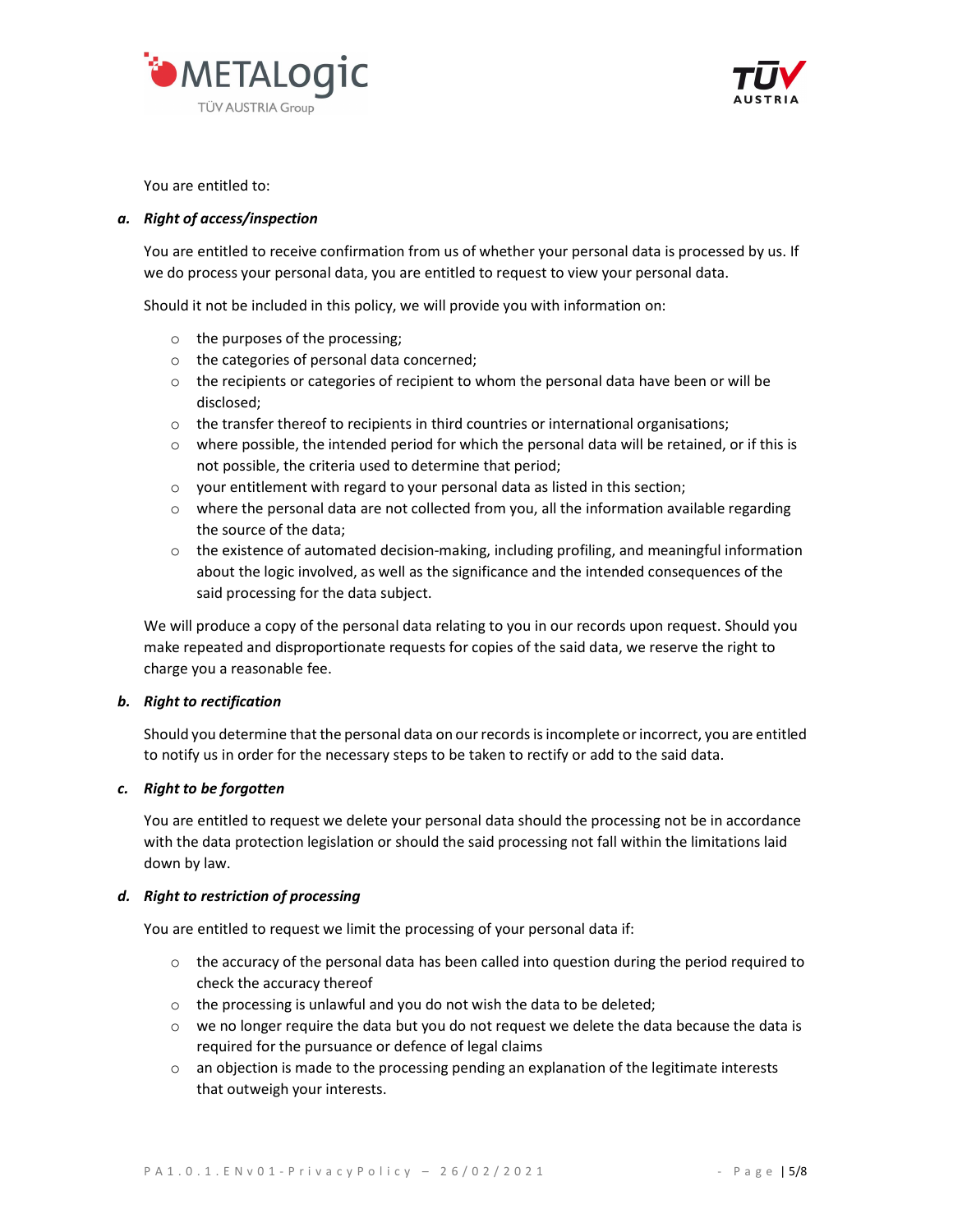You are entitled to:

***a. Right of access/inspection***

You are entitled to receive confirmation from us of whether your personal data is processed by us. If we do process your personal data, you are entitled to request to view your personal data.

Should it not be included in this policy, we will provide you with information on:

- the purposes of the processing;
- the categories of personal data concerned;
- the recipients or categories of recipient to whom the personal data have been or will be disclosed;
- the transfer thereof to recipients in third countries or international organisations;
- where possible, the intended period for which the personal data will be retained, or if this is not possible, the criteria used to determine that period;
- your entitlement with regard to your personal data as listed in this section;
- where the personal data are not collected from you, all the information available regarding the source of the data;
- the existence of automated decision-making, including profiling, and meaningful information about the logic involved, as well as the significance and the intended consequences of the said processing for the data subject.

We will produce a copy of the personal data relating to you in our records upon request. Should you make repeated and disproportionate requests for copies of the said data, we reserve the right to charge you a reasonable fee.

***b. Right to rectification***

Should you determine that the personal data on our records is incomplete or incorrect, you are entitled to notify us in order for the necessary steps to be taken to rectify or add to the said data.

***c. Right to be forgotten***

You are entitled to request we delete your personal data should the processing not be in accordance with the data protection legislation or should the said processing not fall within the limitations laid down by law.

***d. Right to restriction of processing***

You are entitled to request we limit the processing of your personal data if:

- the accuracy of the personal data has been called into question during the period required to check the accuracy thereof
- the processing is unlawful and you do not wish the data to be deleted;
- we no longer require the data but you do not request we delete the data because the data is required for the pursuance or defence of legal claims
- an objection is made to the processing pending an explanation of the legitimate interests that outweigh your interests.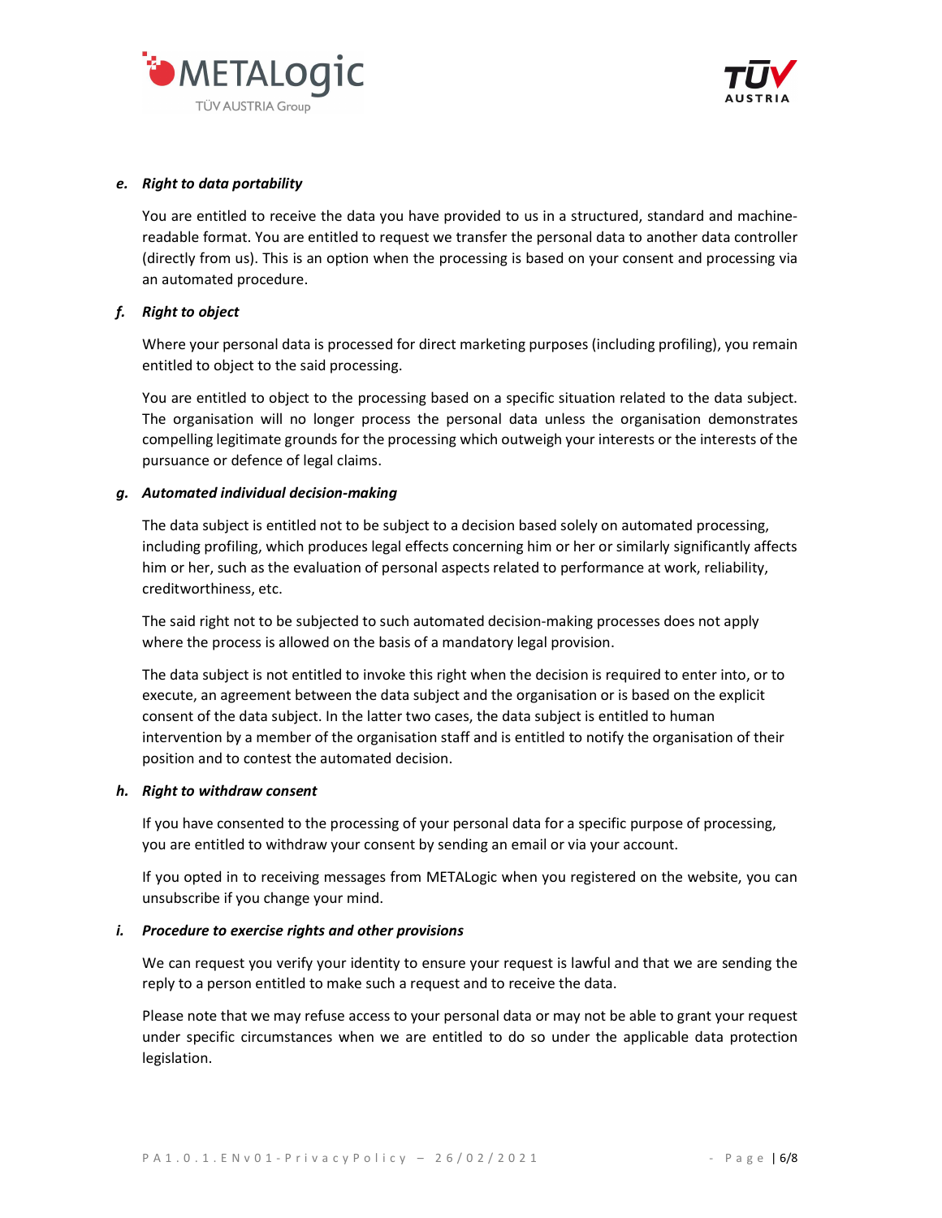### *e. Right to data portability*

You are entitled to receive the data you have provided to us in a structured, standard and machine-readable format. You are entitled to request we transfer the personal data to another data controller (directly from us). This is an option when the processing is based on your consent and processing via an automated procedure.

### *f. Right to object*

Where your personal data is processed for direct marketing purposes (including profiling), you remain entitled to object to the said processing.

You are entitled to object to the processing based on a specific situation related to the data subject. The organisation will no longer process the personal data unless the organisation demonstrates compelling legitimate grounds for the processing which outweigh your interests or the interests of the pursuance or defence of legal claims.

### *g. Automated individual decision-making*

The data subject is entitled not to be subject to a decision based solely on automated processing, including profiling, which produces legal effects concerning him or her or similarly significantly affects him or her, such as the evaluation of personal aspects related to performance at work, reliability, creditworthiness, etc.

The said right not to be subjected to such automated decision-making processes does not apply where the process is allowed on the basis of a mandatory legal provision.

The data subject is not entitled to invoke this right when the decision is required to enter into, or to execute, an agreement between the data subject and the organisation or is based on the explicit consent of the data subject. In the latter two cases, the data subject is entitled to human intervention by a member of the organisation staff and is entitled to notify the organisation of their position and to contest the automated decision.

### *h. Right to withdraw consent*

If you have consented to the processing of your personal data for a specific purpose of processing, you are entitled to withdraw your consent by sending an email or via your account.

If you opted in to receiving messages from METALogic when you registered on the website, you can unsubscribe if you change your mind.

### *i. Procedure to exercise rights and other provisions*

We can request you verify your identity to ensure your request is lawful and that we are sending the reply to a person entitled to make such a request and to receive the data.

Please note that we may refuse access to your personal data or may not be able to grant your request under specific circumstances when we are entitled to do so under the applicable data protection legislation.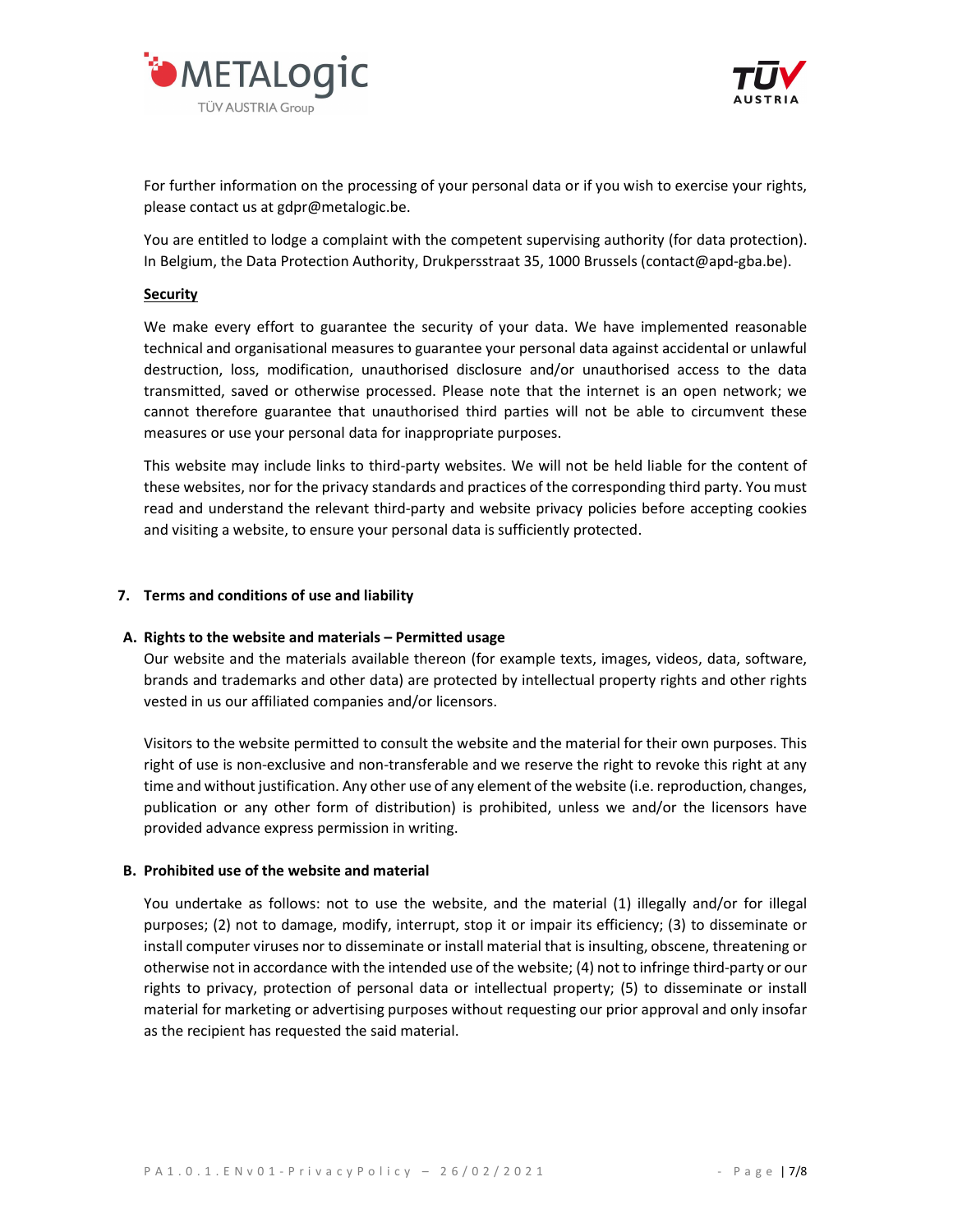For further information on the processing of your personal data or if you wish to exercise your rights, please contact us at gdpr@metalogic.be.

You are entitled to lodge a complaint with the competent supervising authority (for data protection). In Belgium, the Data Protection Authority, Drukpersstraat 35, 1000 Brussels (contact@apd-gba.be).

**Security**

We make every effort to guarantee the security of your data. We have implemented reasonable technical and organisational measures to guarantee your personal data against accidental or unlawful destruction, loss, modification, unauthorised disclosure and/or unauthorised access to the data transmitted, saved or otherwise processed. Please note that the internet is an open network; we cannot therefore guarantee that unauthorised third parties will not be able to circumvent these measures or use your personal data for inappropriate purposes.

This website may include links to third-party websites. We will not be held liable for the content of these websites, nor for the privacy standards and practices of the corresponding third party. You must read and understand the relevant third-party and website privacy policies before accepting cookies and visiting a website, to ensure your personal data is sufficiently protected.

## 7. Terms and conditions of use and liability

### A. Rights to the website and materials – Permitted usage

Our website and the materials available thereon (for example texts, images, videos, data, software, brands and trademarks and other data) are protected by intellectual property rights and other rights vested in us our affiliated companies and/or licensors.

Visitors to the website permitted to consult the website and the material for their own purposes. This right of use is non-exclusive and non-transferable and we reserve the right to revoke this right at any time and without justification. Any other use of any element of the website (i.e. reproduction, changes, publication or any other form of distribution) is prohibited, unless we and/or the licensors have provided advance express permission in writing.

### B. Prohibited use of the website and material

You undertake as follows: not to use the website, and the material (1) illegally and/or for illegal purposes; (2) not to damage, modify, interrupt, stop it or impair its efficiency; (3) to disseminate or install computer viruses nor to disseminate or install material that is insulting, obscene, threatening or otherwise not in accordance with the intended use of the website; (4) not to infringe third-party or our rights to privacy, protection of personal data or intellectual property; (5) to disseminate or install material for marketing or advertising purposes without requesting our prior approval and only insofar as the recipient has requested the said material.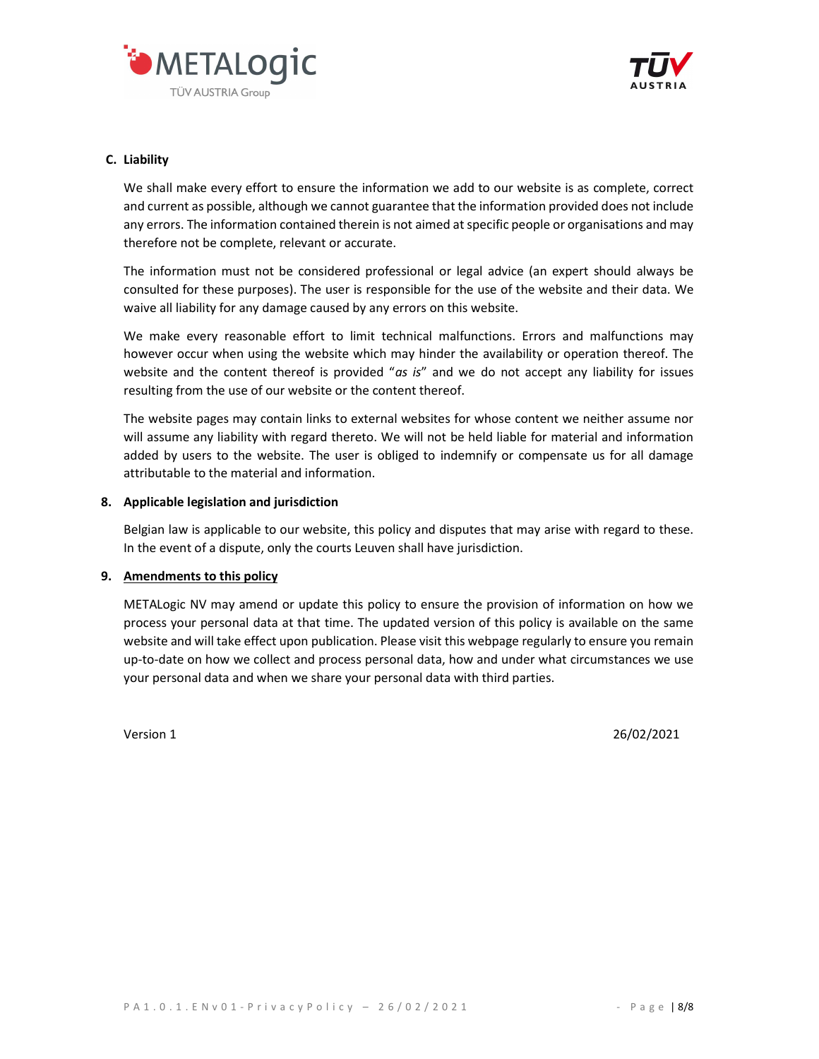### C. Liability

We shall make every effort to ensure the information we add to our website is as complete, correct and current as possible, although we cannot guarantee that the information provided does not include any errors. The information contained therein is not aimed at specific people or organisations and may therefore not be complete, relevant or accurate.

The information must not be considered professional or legal advice (an expert should always be consulted for these purposes). The user is responsible for the use of the website and their data. We waive all liability for any damage caused by any errors on this website.

We make every reasonable effort to limit technical malfunctions. Errors and malfunctions may however occur when using the website which may hinder the availability or operation thereof. The website and the content thereof is provided "*as is*" and we do not accept any liability for issues resulting from the use of our website or the content thereof.

The website pages may contain links to external websites for whose content we neither assume nor will assume any liability with regard thereto. We will not be held liable for material and information added by users to the website. The user is obliged to indemnify or compensate us for all damage attributable to the material and information.

## 8. Applicable legislation and jurisdiction

Belgian law is applicable to our website, this policy and disputes that may arise with regard to these. In the event of a dispute, only the courts Leuven shall have jurisdiction.

## 9. Amendments to this policy

METALogic NV may amend or update this policy to ensure the provision of information on how we process your personal data at that time. The updated version of this policy is available on the same website and will take effect upon publication. Please visit this webpage regularly to ensure you remain up-to-date on how we collect and process personal data, how and under what circumstances we use your personal data and when we share your personal data with third parties.

Version 1 26/02/2021